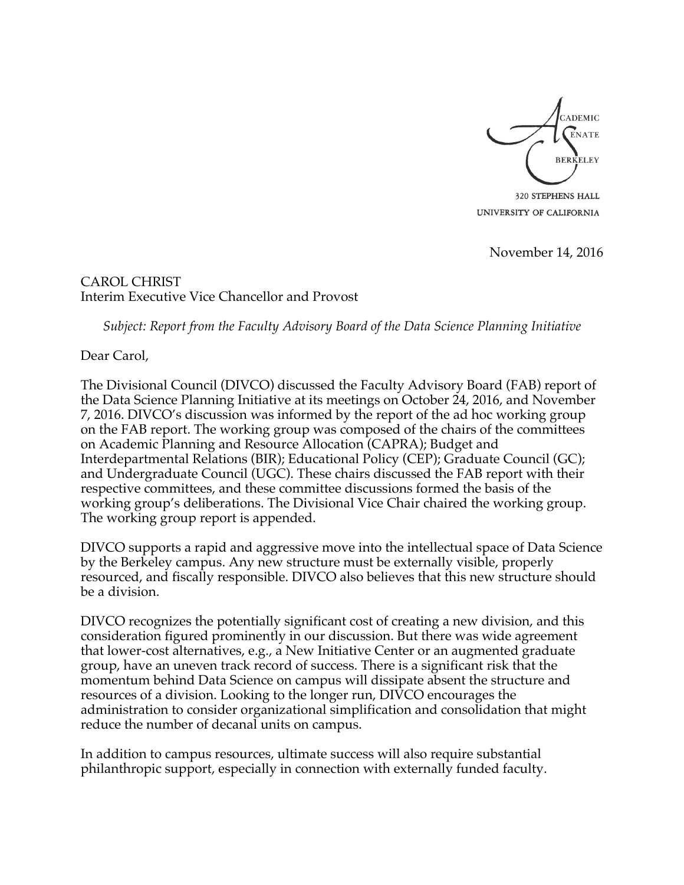ACADEMIC SENATE
BERKELEY

320 STEPHENS HALL
UNIVERSITY OF CALIFORNIA

November 14, 2016

CAROL CHRIST
Interim Executive Vice Chancellor and Provost

*Subject: Report from the Faculty Advisory Board of the Data Science Planning Initiative*

Dear Carol,

The Divisional Council (DIVCO) discussed the Faculty Advisory Board (FAB) report of the Data Science Planning Initiative at its meetings on October 24, 2016, and November 7, 2016. DIVCO's discussion was informed by the report of the ad hoc working group on the FAB report. The working group was composed of the chairs of the committees on Academic Planning and Resource Allocation (CAPRA); Budget and Interdepartmental Relations (BIR); Educational Policy (CEP); Graduate Council (GC); and Undergraduate Council (UGC). These chairs discussed the FAB report with their respective committees, and these committee discussions formed the basis of the working group's deliberations. The Divisional Vice Chair chaired the working group. The working group report is appended.

DIVCO supports a rapid and aggressive move into the intellectual space of Data Science by the Berkeley campus. Any new structure must be externally visible, properly resourced, and fiscally responsible. DIVCO also believes that this new structure should be a division.

DIVCO recognizes the potentially significant cost of creating a new division, and this consideration figured prominently in our discussion. But there was wide agreement that lower-cost alternatives, e.g., a New Initiative Center or an augmented graduate group, have an uneven track record of success. There is a significant risk that the momentum behind Data Science on campus will dissipate absent the structure and resources of a division. Looking to the longer run, DIVCO encourages the administration to consider organizational simplification and consolidation that might reduce the number of decanal units on campus.

In addition to campus resources, ultimate success will also require substantial philanthropic support, especially in connection with externally funded faculty.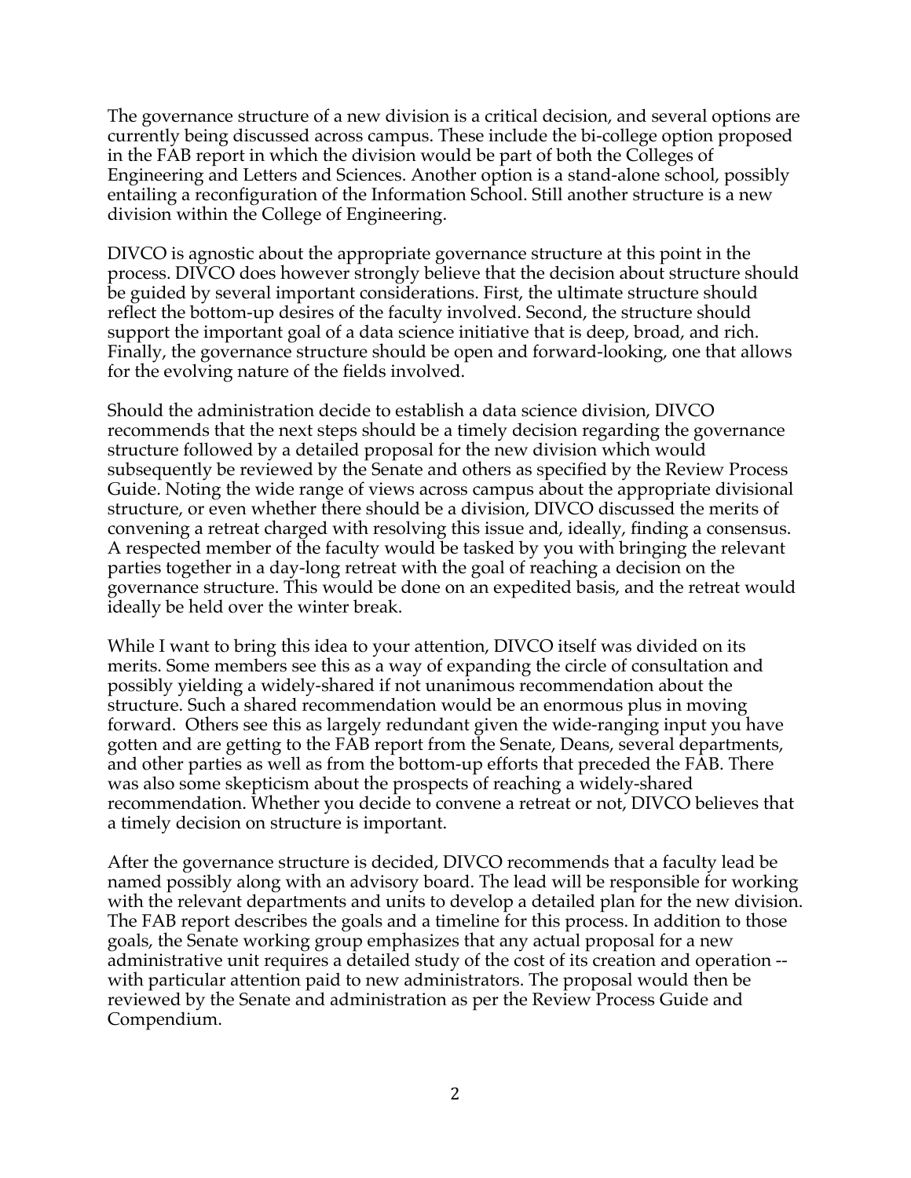The governance structure of a new division is a critical decision, and several options are currently being discussed across campus. These include the bi-college option proposed in the FAB report in which the division would be part of both the Colleges of Engineering and Letters and Sciences. Another option is a stand-alone school, possibly entailing a reconfiguration of the Information School. Still another structure is a new division within the College of Engineering.

DIVCO is agnostic about the appropriate governance structure at this point in the process. DIVCO does however strongly believe that the decision about structure should be guided by several important considerations. First, the ultimate structure should reflect the bottom-up desires of the faculty involved. Second, the structure should support the important goal of a data science initiative that is deep, broad, and rich. Finally, the governance structure should be open and forward-looking, one that allows for the evolving nature of the fields involved.

Should the administration decide to establish a data science division, DIVCO recommends that the next steps should be a timely decision regarding the governance structure followed by a detailed proposal for the new division which would subsequently be reviewed by the Senate and others as specified by the Review Process Guide. Noting the wide range of views across campus about the appropriate divisional structure, or even whether there should be a division, DIVCO discussed the merits of convening a retreat charged with resolving this issue and, ideally, finding a consensus. A respected member of the faculty would be tasked by you with bringing the relevant parties together in a day-long retreat with the goal of reaching a decision on the governance structure. This would be done on an expedited basis, and the retreat would ideally be held over the winter break.

While I want to bring this idea to your attention, DIVCO itself was divided on its merits. Some members see this as a way of expanding the circle of consultation and possibly yielding a widely-shared if not unanimous recommendation about the structure. Such a shared recommendation would be an enormous plus in moving forward. Others see this as largely redundant given the wide-ranging input you have gotten and are getting to the FAB report from the Senate, Deans, several departments, and other parties as well as from the bottom-up efforts that preceded the FAB. There was also some skepticism about the prospects of reaching a widely-shared recommendation. Whether you decide to convene a retreat or not, DIVCO believes that a timely decision on structure is important.

After the governance structure is decided, DIVCO recommends that a faculty lead be named possibly along with an advisory board. The lead will be responsible for working with the relevant departments and units to develop a detailed plan for the new division. The FAB report describes the goals and a timeline for this process. In addition to those goals, the Senate working group emphasizes that any actual proposal for a new administrative unit requires a detailed study of the cost of its creation and operation -- with particular attention paid to new administrators. The proposal would then be reviewed by the Senate and administration as per the Review Process Guide and Compendium.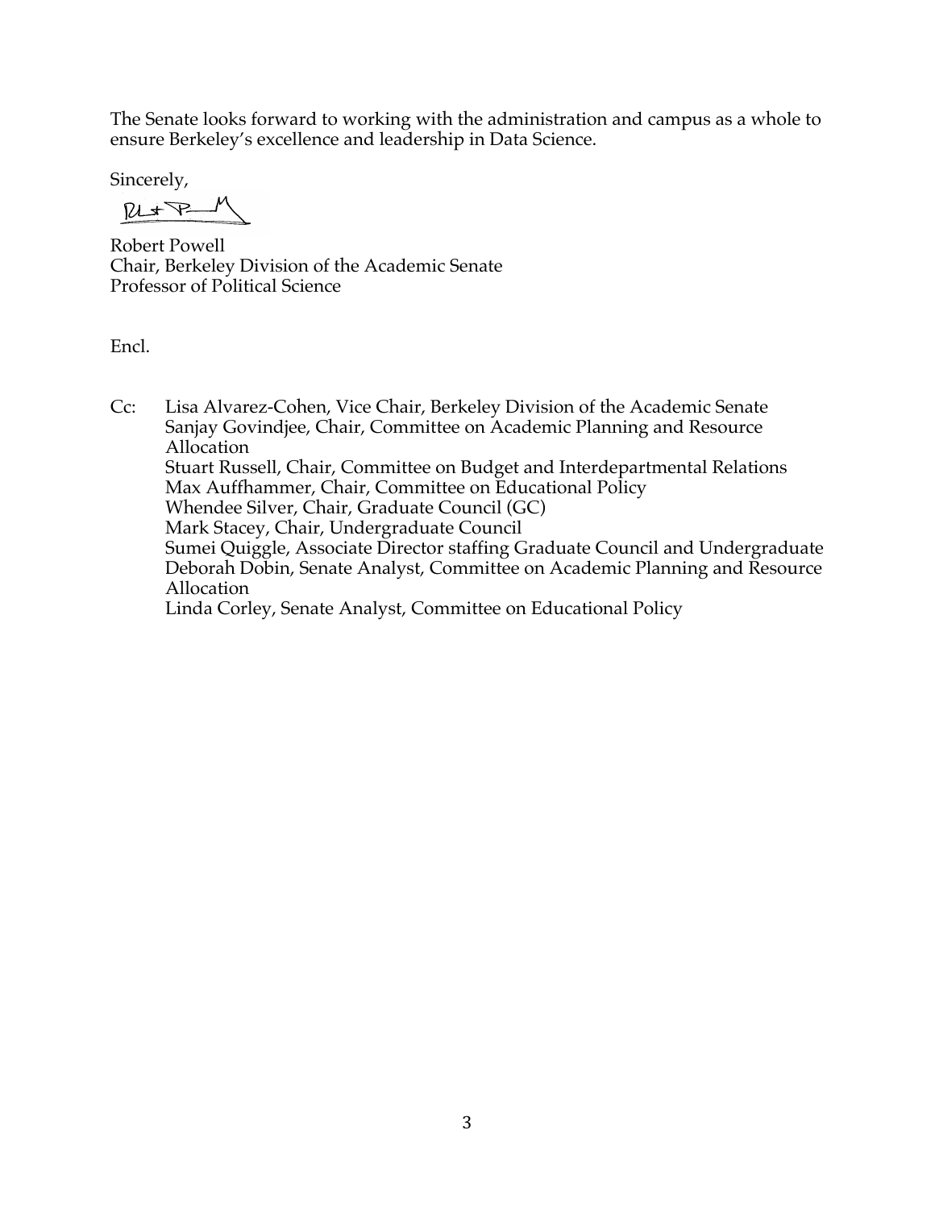The Senate looks forward to working with the administration and campus as a whole to ensure Berkeley's excellence and leadership in Data Science.

Sincerely,

Robert Powell
Chair, Berkeley Division of the Academic Senate
Professor of Political Science

Encl.

Cc: Lisa Alvarez-Cohen, Vice Chair, Berkeley Division of the Academic Senate
Sanjay Govindjee, Chair, Committee on Academic Planning and Resource Allocation
Stuart Russell, Chair, Committee on Budget and Interdepartmental Relations
Max Auffhammer, Chair, Committee on Educational Policy
Whendee Silver, Chair, Graduate Council (GC)
Mark Stacey, Chair, Undergraduate Council
Sumei Quiggle, Associate Director staffing Graduate Council and Undergraduate
Deborah Dobin, Senate Analyst, Committee on Academic Planning and Resource Allocation
Linda Corley, Senate Analyst, Committee on Educational Policy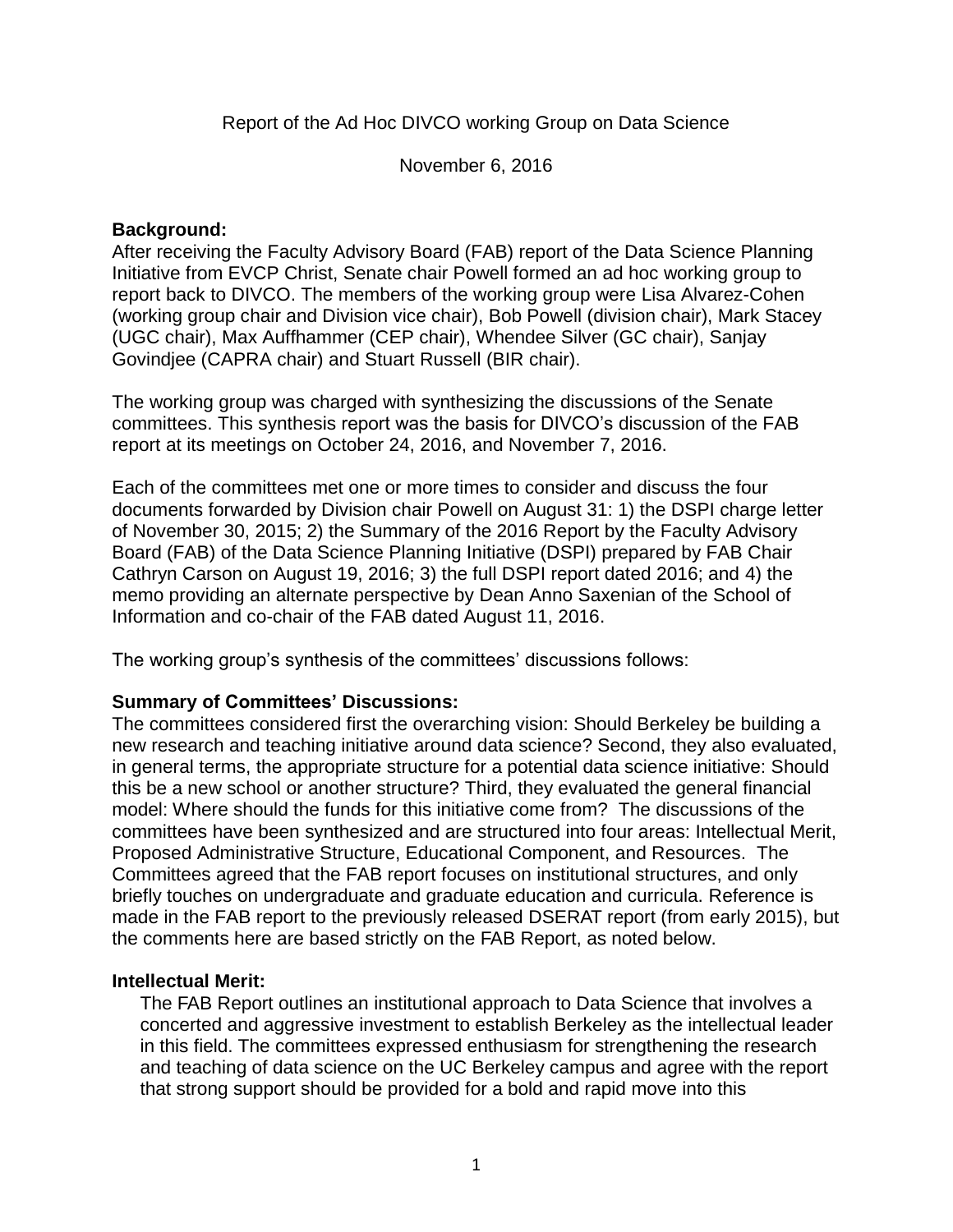Report of the Ad Hoc DIVCO working Group on Data Science

November 6, 2016

**Background:**
After receiving the Faculty Advisory Board (FAB) report of the Data Science Planning Initiative from EVCP Christ, Senate chair Powell formed an ad hoc working group to report back to DIVCO. The members of the working group were Lisa Alvarez-Cohen (working group chair and Division vice chair), Bob Powell (division chair), Mark Stacey (UGC chair), Max Auffhammer (CEP chair), Whendee Silver (GC chair), Sanjay Govindjee (CAPRA chair) and Stuart Russell (BIR chair).

The working group was charged with synthesizing the discussions of the Senate committees. This synthesis report was the basis for DIVCO's discussion of the FAB report at its meetings on October 24, 2016, and November 7, 2016.

Each of the committees met one or more times to consider and discuss the four documents forwarded by Division chair Powell on August 31: 1) the DSPI charge letter of November 30, 2015; 2) the Summary of the 2016 Report by the Faculty Advisory Board (FAB) of the Data Science Planning Initiative (DSPI) prepared by FAB Chair Cathryn Carson on August 19, 2016; 3) the full DSPI report dated 2016; and 4) the memo providing an alternate perspective by Dean Anno Saxenian of the School of Information and co-chair of the FAB dated August 11, 2016.

The working group's synthesis of the committees' discussions follows:

**Summary of Committees' Discussions:**
The committees considered first the overarching vision: Should Berkeley be building a new research and teaching initiative around data science? Second, they also evaluated, in general terms, the appropriate structure for a potential data science initiative: Should this be a new school or another structure? Third, they evaluated the general financial model: Where should the funds for this initiative come from? The discussions of the committees have been synthesized and are structured into four areas: Intellectual Merit, Proposed Administrative Structure, Educational Component, and Resources. The Committees agreed that the FAB report focuses on institutional structures, and only briefly touches on undergraduate and graduate education and curricula. Reference is made in the FAB report to the previously released DSERAT report (from early 2015), but the comments here are based strictly on the FAB Report, as noted below.

**Intellectual Merit:**
The FAB Report outlines an institutional approach to Data Science that involves a concerted and aggressive investment to establish Berkeley as the intellectual leader in this field. The committees expressed enthusiasm for strengthening the research and teaching of data science on the UC Berkeley campus and agree with the report that strong support should be provided for a bold and rapid move into this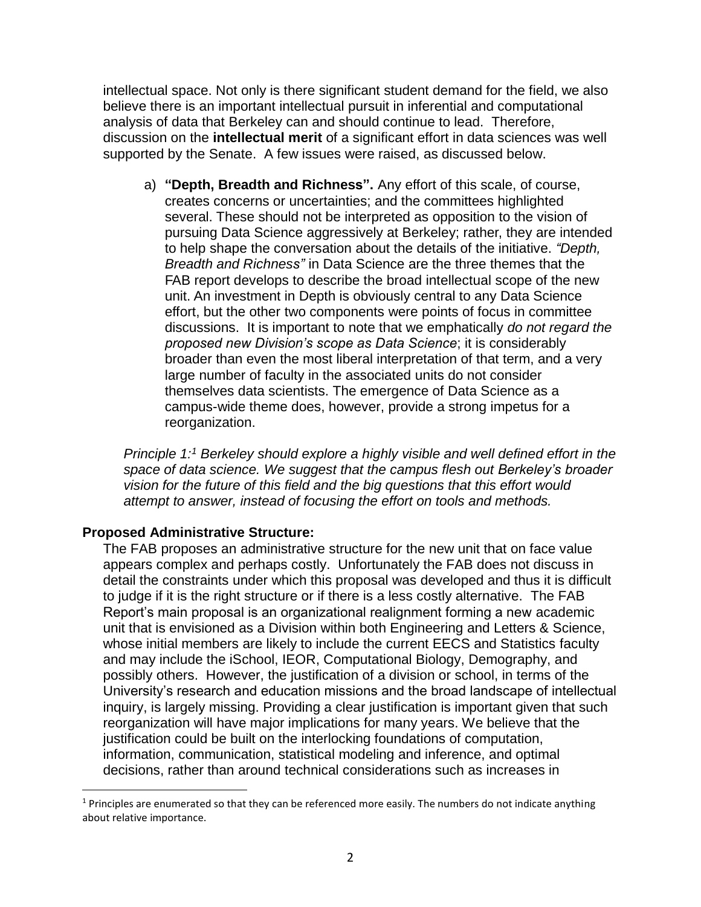intellectual space. Not only is there significant student demand for the field, we also believe there is an important intellectual pursuit in inferential and computational analysis of data that Berkeley can and should continue to lead. Therefore, discussion on the **intellectual merit** of a significant effort in data sciences was well supported by the Senate. A few issues were raised, as discussed below.

a) **"Depth, Breadth and Richness".** Any effort of this scale, of course, creates concerns or uncertainties; and the committees highlighted several. These should not be interpreted as opposition to the vision of pursuing Data Science aggressively at Berkeley; rather, they are intended to help shape the conversation about the details of the initiative. *"Depth, Breadth and Richness"* in Data Science are the three themes that the FAB report develops to describe the broad intellectual scope of the new unit. An investment in Depth is obviously central to any Data Science effort, but the other two components were points of focus in committee discussions. It is important to note that we emphatically *do not regard the proposed new Division's scope as Data Science*; it is considerably broader than even the most liberal interpretation of that term, and a very large number of faculty in the associated units do not consider themselves data scientists. The emergence of Data Science as a campus-wide theme does, however, provide a strong impetus for a reorganization.

*Principle 1:[1] Berkeley should explore a highly visible and well defined effort in the space of data science. We suggest that the campus flesh out Berkeley's broader vision for the future of this field and the big questions that this effort would attempt to answer, instead of focusing the effort on tools and methods.*

### Proposed Administrative Structure:

The FAB proposes an administrative structure for the new unit that on face value appears complex and perhaps costly. Unfortunately the FAB does not discuss in detail the constraints under which this proposal was developed and thus it is difficult to judge if it is the right structure or if there is a less costly alternative. The FAB Report's main proposal is an organizational realignment forming a new academic unit that is envisioned as a Division within both Engineering and Letters & Science, whose initial members are likely to include the current EECS and Statistics faculty and may include the iSchool, IEOR, Computational Biology, Demography, and possibly others. However, the justification of a division or school, in terms of the University's research and education missions and the broad landscape of intellectual inquiry, is largely missing. Providing a clear justification is important given that such reorganization will have major implications for many years. We believe that the justification could be built on the interlocking foundations of computation, information, communication, statistical modeling and inference, and optimal decisions, rather than around technical considerations such as increases in

[1] Principles are enumerated so that they can be referenced more easily. The numbers do not indicate anything about relative importance.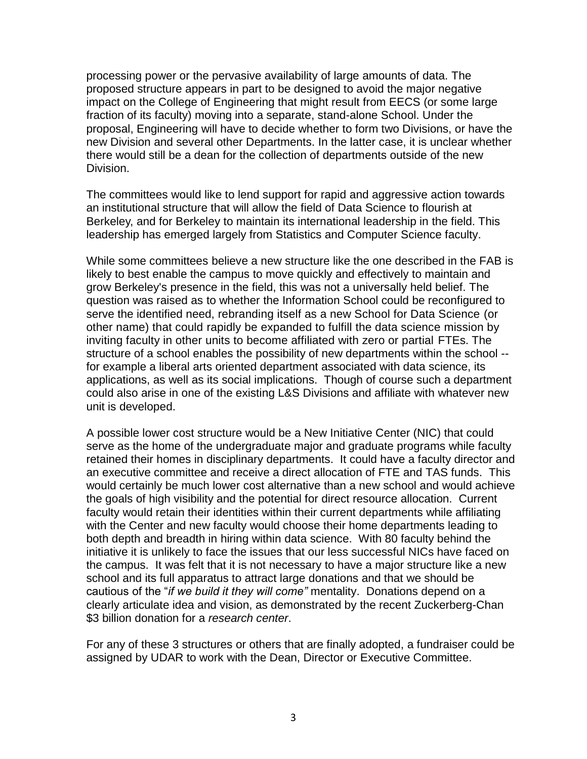processing power or the pervasive availability of large amounts of data. The proposed structure appears in part to be designed to avoid the major negative impact on the College of Engineering that might result from EECS (or some large fraction of its faculty) moving into a separate, stand-alone School. Under the proposal, Engineering will have to decide whether to form two Divisions, or have the new Division and several other Departments. In the latter case, it is unclear whether there would still be a dean for the collection of departments outside of the new Division.

The committees would like to lend support for rapid and aggressive action towards an institutional structure that will allow the field of Data Science to flourish at Berkeley, and for Berkeley to maintain its international leadership in the field. This leadership has emerged largely from Statistics and Computer Science faculty.

While some committees believe a new structure like the one described in the FAB is likely to best enable the campus to move quickly and effectively to maintain and grow Berkeley's presence in the field, this was not a universally held belief. The question was raised as to whether the Information School could be reconfigured to serve the identified need, rebranding itself as a new School for Data Science (or other name) that could rapidly be expanded to fulfill the data science mission by inviting faculty in other units to become affiliated with zero or partial FTEs. The structure of a school enables the possibility of new departments within the school -- for example a liberal arts oriented department associated with data science, its applications, as well as its social implications. Though of course such a department could also arise in one of the existing L&S Divisions and affiliate with whatever new unit is developed.

A possible lower cost structure would be a New Initiative Center (NIC) that could serve as the home of the undergraduate major and graduate programs while faculty retained their homes in disciplinary departments. It could have a faculty director and an executive committee and receive a direct allocation of FTE and TAS funds. This would certainly be much lower cost alternative than a new school and would achieve the goals of high visibility and the potential for direct resource allocation. Current faculty would retain their identities within their current departments while affiliating with the Center and new faculty would choose their home departments leading to both depth and breadth in hiring within data science. With 80 faculty behind the initiative it is unlikely to face the issues that our less successful NICs have faced on the campus. It was felt that it is not necessary to have a major structure like a new school and its full apparatus to attract large donations and that we should be cautious of the "*if we build it they will come"* mentality. Donations depend on a clearly articulate idea and vision, as demonstrated by the recent Zuckerberg-Chan \$3 billion donation for a *research center*.

For any of these 3 structures or others that are finally adopted, a fundraiser could be assigned by UDAR to work with the Dean, Director or Executive Committee.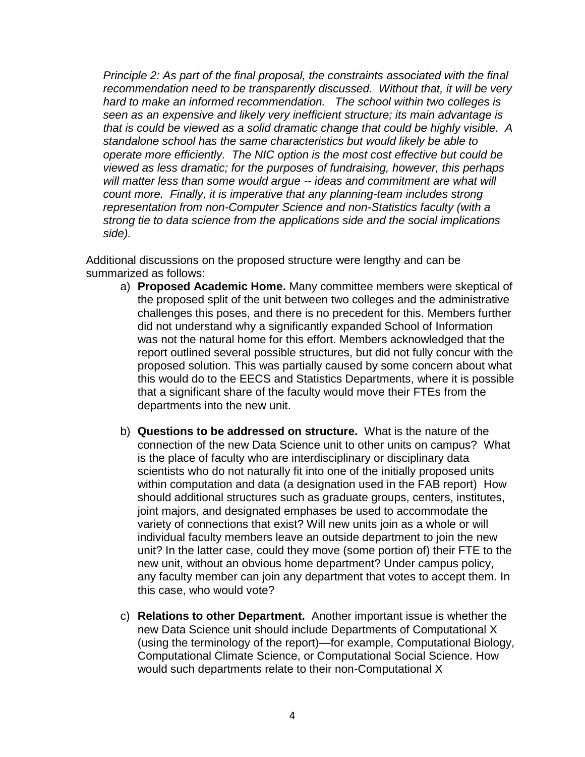*Principle 2: As part of the final proposal, the constraints associated with the final recommendation need to be transparently discussed. Without that, it will be very hard to make an informed recommendation. The school within two colleges is seen as an expensive and likely very inefficient structure; its main advantage is that is could be viewed as a solid dramatic change that could be highly visible. A standalone school has the same characteristics but would likely be able to operate more efficiently. The NIC option is the most cost effective but could be viewed as less dramatic; for the purposes of fundraising, however, this perhaps will matter less than some would argue -- ideas and commitment are what will count more. Finally, it is imperative that any planning-team includes strong representation from non-Computer Science and non-Statistics faculty (with a strong tie to data science from the applications side and the social implications side).*

Additional discussions on the proposed structure were lengthy and can be summarized as follows:

a) **Proposed Academic Home.** Many committee members were skeptical of the proposed split of the unit between two colleges and the administrative challenges this poses, and there is no precedent for this. Members further did not understand why a significantly expanded School of Information was not the natural home for this effort. Members acknowledged that the report outlined several possible structures, but did not fully concur with the proposed solution. This was partially caused by some concern about what this would do to the EECS and Statistics Departments, where it is possible that a significant share of the faculty would move their FTEs from the departments into the new unit.

b) **Questions to be addressed on structure.** What is the nature of the connection of the new Data Science unit to other units on campus? What is the place of faculty who are interdisciplinary or disciplinary data scientists who do not naturally fit into one of the initially proposed units within computation and data (a designation used in the FAB report) How should additional structures such as graduate groups, centers, institutes, joint majors, and designated emphases be used to accommodate the variety of connections that exist? Will new units join as a whole or will individual faculty members leave an outside department to join the new unit? In the latter case, could they move (some portion of) their FTE to the new unit, without an obvious home department? Under campus policy, any faculty member can join any department that votes to accept them. In this case, who would vote?

c) **Relations to other Department.** Another important issue is whether the new Data Science unit should include Departments of Computational X (using the terminology of the report)—for example, Computational Biology, Computational Climate Science, or Computational Social Science. How would such departments relate to their non-Computational X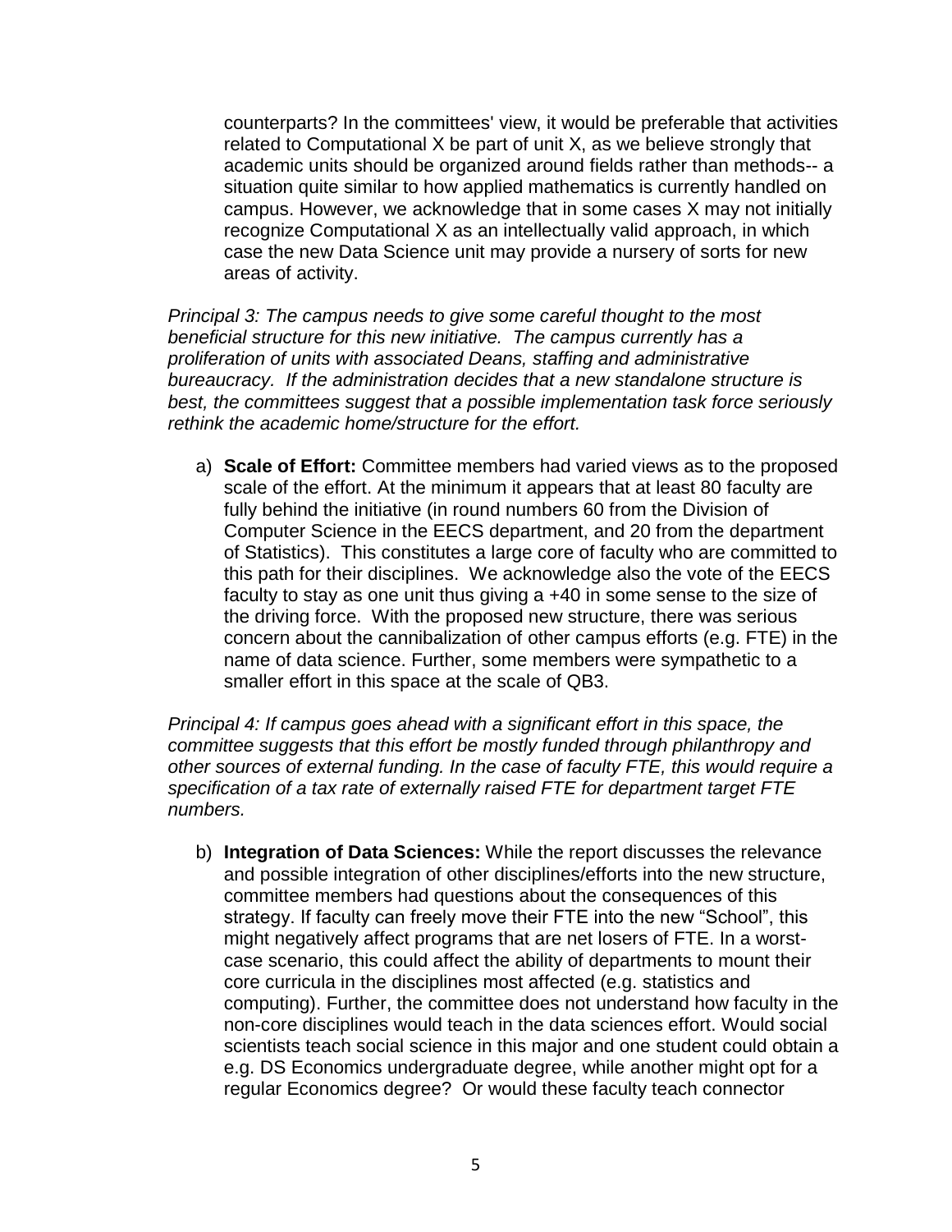counterparts? In the committees' view, it would be preferable that activities related to Computational X be part of unit X, as we believe strongly that academic units should be organized around fields rather than methods-- a situation quite similar to how applied mathematics is currently handled on campus. However, we acknowledge that in some cases X may not initially recognize Computational X as an intellectually valid approach, in which case the new Data Science unit may provide a nursery of sorts for new areas of activity.

*Principal 3: The campus needs to give some careful thought to the most beneficial structure for this new initiative. The campus currently has a proliferation of units with associated Deans, staffing and administrative bureaucracy. If the administration decides that a new standalone structure is best, the committees suggest that a possible implementation task force seriously rethink the academic home/structure for the effort.*

a) **Scale of Effort:** Committee members had varied views as to the proposed scale of the effort. At the minimum it appears that at least 80 faculty are fully behind the initiative (in round numbers 60 from the Division of Computer Science in the EECS department, and 20 from the department of Statistics). This constitutes a large core of faculty who are committed to this path for their disciplines. We acknowledge also the vote of the EECS faculty to stay as one unit thus giving a +40 in some sense to the size of the driving force. With the proposed new structure, there was serious concern about the cannibalization of other campus efforts (e.g. FTE) in the name of data science. Further, some members were sympathetic to a smaller effort in this space at the scale of QB3.

*Principal 4: If campus goes ahead with a significant effort in this space, the committee suggests that this effort be mostly funded through philanthropy and other sources of external funding. In the case of faculty FTE, this would require a specification of a tax rate of externally raised FTE for department target FTE numbers.*

b) **Integration of Data Sciences:** While the report discusses the relevance and possible integration of other disciplines/efforts into the new structure, committee members had questions about the consequences of this strategy. If faculty can freely move their FTE into the new "School", this might negatively affect programs that are net losers of FTE. In a worst-case scenario, this could affect the ability of departments to mount their core curricula in the disciplines most affected (e.g. statistics and computing). Further, the committee does not understand how faculty in the non-core disciplines would teach in the data sciences effort. Would social scientists teach social science in this major and one student could obtain a e.g. DS Economics undergraduate degree, while another might opt for a regular Economics degree? Or would these faculty teach connector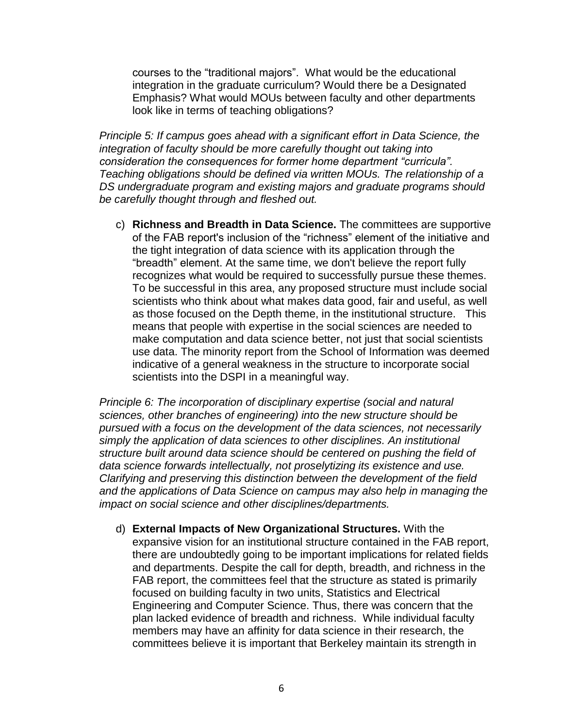courses to the “traditional majors”. What would be the educational integration in the graduate curriculum? Would there be a Designated Emphasis? What would MOUs between faculty and other departments look like in terms of teaching obligations?

*Principle 5: If campus goes ahead with a significant effort in Data Science, the integration of faculty should be more carefully thought out taking into consideration the consequences for former home department “curricula”. Teaching obligations should be defined via written MOUs. The relationship of a DS undergraduate program and existing majors and graduate programs should be carefully thought through and fleshed out.*

c) **Richness and Breadth in Data Science.** The committees are supportive of the FAB report's inclusion of the “richness” element of the initiative and the tight integration of data science with its application through the “breadth” element. At the same time, we don't believe the report fully recognizes what would be required to successfully pursue these themes. To be successful in this area, any proposed structure must include social scientists who think about what makes data good, fair and useful, as well as those focused on the Depth theme, in the institutional structure. This means that people with expertise in the social sciences are needed to make computation and data science better, not just that social scientists use data. The minority report from the School of Information was deemed indicative of a general weakness in the structure to incorporate social scientists into the DSPI in a meaningful way.

*Principle 6: The incorporation of disciplinary expertise (social and natural sciences, other branches of engineering) into the new structure should be pursued with a focus on the development of the data sciences, not necessarily simply the application of data sciences to other disciplines. An institutional structure built around data science should be centered on pushing the field of data science forwards intellectually, not proselytizing its existence and use. Clarifying and preserving this distinction between the development of the field and the applications of Data Science on campus may also help in managing the impact on social science and other disciplines/departments.*

d) **External Impacts of New Organizational Structures.** With the expansive vision for an institutional structure contained in the FAB report, there are undoubtedly going to be important implications for related fields and departments. Despite the call for depth, breadth, and richness in the FAB report, the committees feel that the structure as stated is primarily focused on building faculty in two units, Statistics and Electrical Engineering and Computer Science. Thus, there was concern that the plan lacked evidence of breadth and richness. While individual faculty members may have an affinity for data science in their research, the committees believe it is important that Berkeley maintain its strength in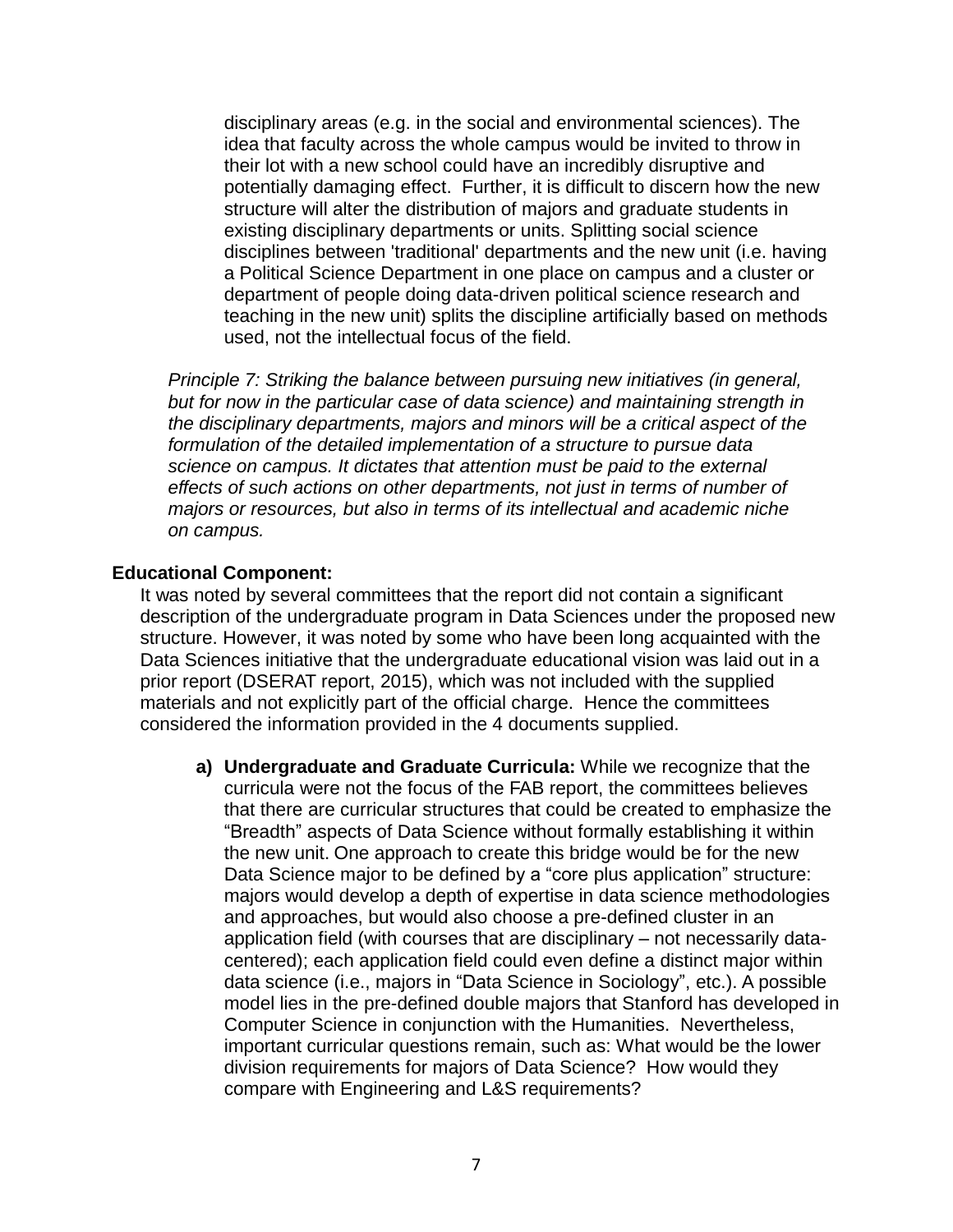disciplinary areas (e.g. in the social and environmental sciences). The idea that faculty across the whole campus would be invited to throw in their lot with a new school could have an incredibly disruptive and potentially damaging effect. Further, it is difficult to discern how the new structure will alter the distribution of majors and graduate students in existing disciplinary departments or units. Splitting social science disciplines between 'traditional' departments and the new unit (i.e. having a Political Science Department in one place on campus and a cluster or department of people doing data-driven political science research and teaching in the new unit) splits the discipline artificially based on methods used, not the intellectual focus of the field.

*Principle 7: Striking the balance between pursuing new initiatives (in general, but for now in the particular case of data science) and maintaining strength in the disciplinary departments, majors and minors will be a critical aspect of the formulation of the detailed implementation of a structure to pursue data science on campus. It dictates that attention must be paid to the external effects of such actions on other departments, not just in terms of number of majors or resources, but also in terms of its intellectual and academic niche on campus.*

**Educational Component:**

It was noted by several committees that the report did not contain a significant description of the undergraduate program in Data Sciences under the proposed new structure. However, it was noted by some who have been long acquainted with the Data Sciences initiative that the undergraduate educational vision was laid out in a prior report (DSERAT report, 2015), which was not included with the supplied materials and not explicitly part of the official charge. Hence the committees considered the information provided in the 4 documents supplied.

a) **Undergraduate and Graduate Curricula:** While we recognize that the curricula were not the focus of the FAB report, the committees believes that there are curricular structures that could be created to emphasize the “Breadth” aspects of Data Science without formally establishing it within the new unit. One approach to create this bridge would be for the new Data Science major to be defined by a “core plus application” structure: majors would develop a depth of expertise in data science methodologies and approaches, but would also choose a pre-defined cluster in an application field (with courses that are disciplinary – not necessarily data-centered); each application field could even define a distinct major within data science (i.e., majors in “Data Science in Sociology”, etc.). A possible model lies in the pre-defined double majors that Stanford has developed in Computer Science in conjunction with the Humanities. Nevertheless, important curricular questions remain, such as: What would be the lower division requirements for majors of Data Science? How would they compare with Engineering and L&S requirements?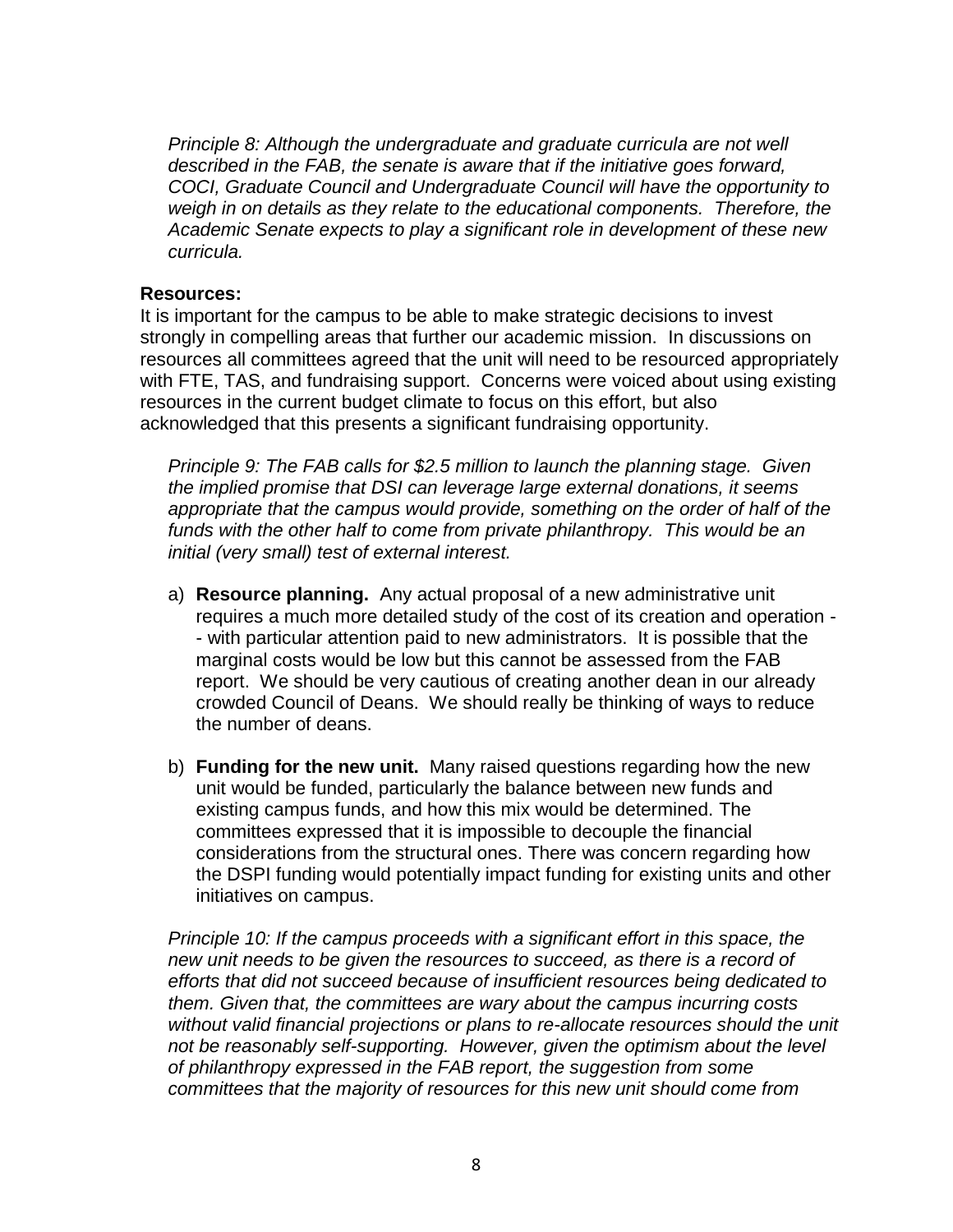*Principle 8: Although the undergraduate and graduate curricula are not well described in the FAB, the senate is aware that if the initiative goes forward, COCI, Graduate Council and Undergraduate Council will have the opportunity to weigh in on details as they relate to the educational components. Therefore, the Academic Senate expects to play a significant role in development of these new curricula.*

**Resources:**

It is important for the campus to be able to make strategic decisions to invest strongly in compelling areas that further our academic mission. In discussions on resources all committees agreed that the unit will need to be resourced appropriately with FTE, TAS, and fundraising support. Concerns were voiced about using existing resources in the current budget climate to focus on this effort, but also acknowledged that this presents a significant fundraising opportunity.

*Principle 9: The FAB calls for $2.5 million to launch the planning stage. Given the implied promise that DSI can leverage large external donations, it seems appropriate that the campus would provide, something on the order of half of the funds with the other half to come from private philanthropy. This would be an initial (very small) test of external interest.*

a) **Resource planning.** Any actual proposal of a new administrative unit requires a much more detailed study of the cost of its creation and operation -- with particular attention paid to new administrators. It is possible that the marginal costs would be low but this cannot be assessed from the FAB report. We should be very cautious of creating another dean in our already crowded Council of Deans. We should really be thinking of ways to reduce the number of deans.

b) **Funding for the new unit.** Many raised questions regarding how the new unit would be funded, particularly the balance between new funds and existing campus funds, and how this mix would be determined. The committees expressed that it is impossible to decouple the financial considerations from the structural ones. There was concern regarding how the DSPI funding would potentially impact funding for existing units and other initiatives on campus.

*Principle 10: If the campus proceeds with a significant effort in this space, the new unit needs to be given the resources to succeed, as there is a record of efforts that did not succeed because of insufficient resources being dedicated to them. Given that, the committees are wary about the campus incurring costs without valid financial projections or plans to re-allocate resources should the unit not be reasonably self-supporting. However, given the optimism about the level of philanthropy expressed in the FAB report, the suggestion from some committees that the majority of resources for this new unit should come from*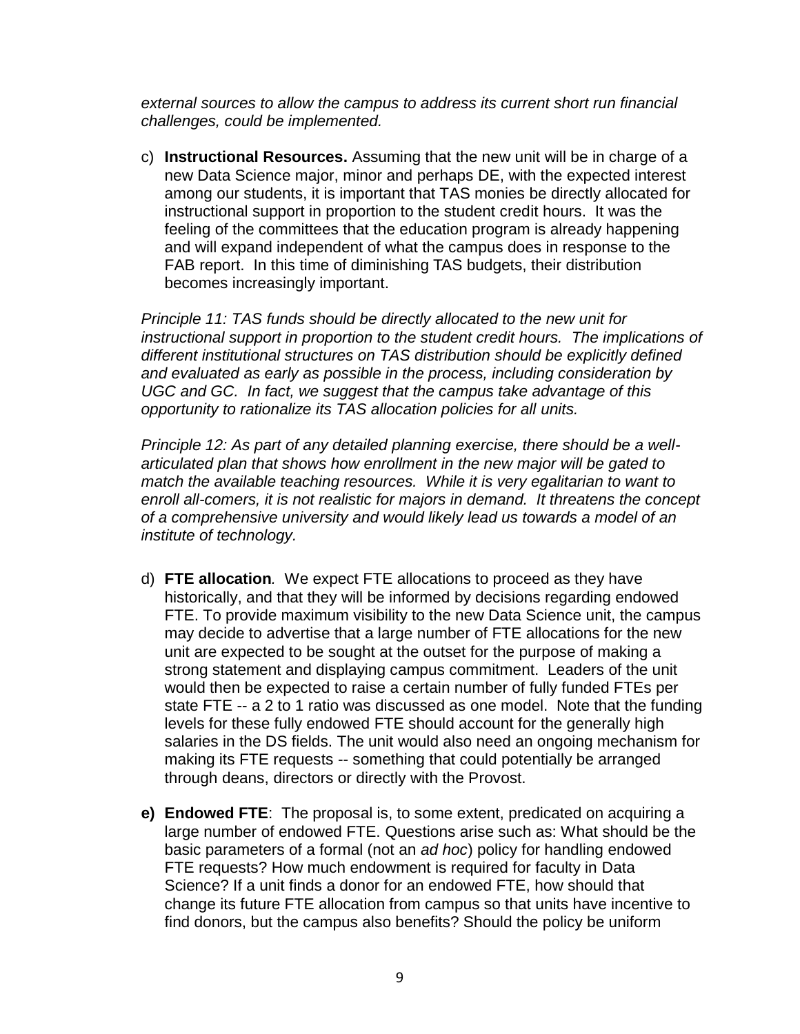*external sources to allow the campus to address its current short run financial challenges, could be implemented.*

c) **Instructional Resources.** Assuming that the new unit will be in charge of a new Data Science major, minor and perhaps DE, with the expected interest among our students, it is important that TAS monies be directly allocated for instructional support in proportion to the student credit hours. It was the feeling of the committees that the education program is already happening and will expand independent of what the campus does in response to the FAB report. In this time of diminishing TAS budgets, their distribution becomes increasingly important.

*Principle 11: TAS funds should be directly allocated to the new unit for instructional support in proportion to the student credit hours. The implications of different institutional structures on TAS distribution should be explicitly defined and evaluated as early as possible in the process, including consideration by UGC and GC. In fact, we suggest that the campus take advantage of this opportunity to rationalize its TAS allocation policies for all units.*

*Principle 12: As part of any detailed planning exercise, there should be a well-articulated plan that shows how enrollment in the new major will be gated to match the available teaching resources. While it is very egalitarian to want to enroll all-comers, it is not realistic for majors in demand. It threatens the concept of a comprehensive university and would likely lead us towards a model of an institute of technology.*

d) **FTE allocation***.* We expect FTE allocations to proceed as they have historically, and that they will be informed by decisions regarding endowed FTE. To provide maximum visibility to the new Data Science unit, the campus may decide to advertise that a large number of FTE allocations for the new unit are expected to be sought at the outset for the purpose of making a strong statement and displaying campus commitment. Leaders of the unit would then be expected to raise a certain number of fully funded FTEs per state FTE -- a 2 to 1 ratio was discussed as one model. Note that the funding levels for these fully endowed FTE should account for the generally high salaries in the DS fields. The unit would also need an ongoing mechanism for making its FTE requests -- something that could potentially be arranged through deans, directors or directly with the Provost.

**e) Endowed FTE**: The proposal is, to some extent, predicated on acquiring a large number of endowed FTE. Questions arise such as: What should be the basic parameters of a formal (not an *ad hoc*) policy for handling endowed FTE requests? How much endowment is required for faculty in Data Science? If a unit finds a donor for an endowed FTE, how should that change its future FTE allocation from campus so that units have incentive to find donors, but the campus also benefits? Should the policy be uniform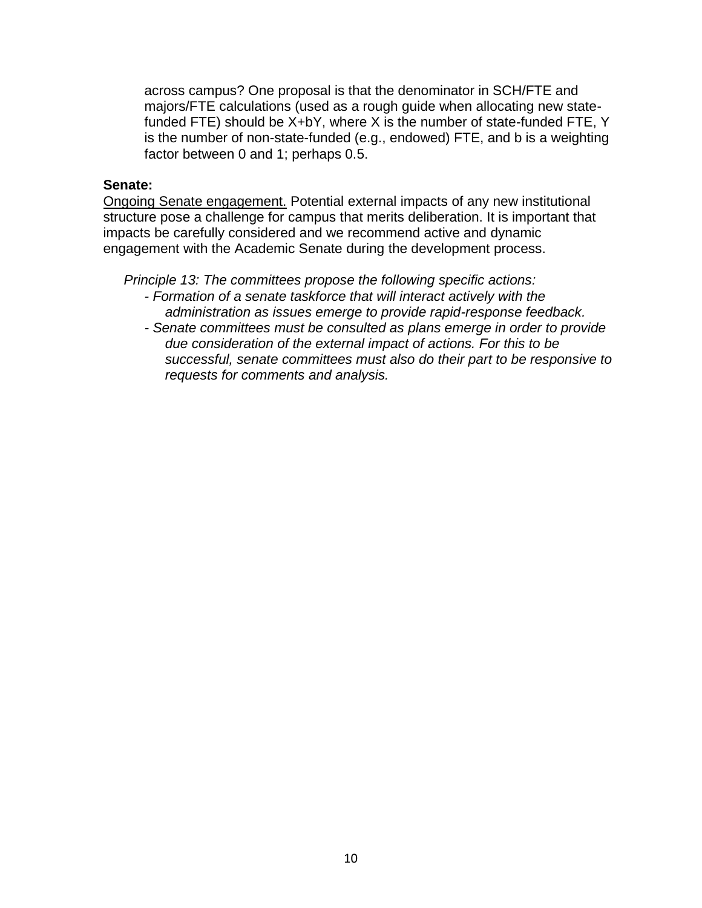across campus? One proposal is that the denominator in SCH/FTE and majors/FTE calculations (used as a rough guide when allocating new state-funded FTE) should be $X+bY$, where $X$ is the number of state-funded FTE, $Y$ is the number of non-state-funded (e.g., endowed) FTE, and $b$ is a weighting factor between 0 and 1; perhaps 0.5.

**Senate:**

<u>Ongoing Senate engagement.</u> Potential external impacts of any new institutional structure pose a challenge for campus that merits deliberation. It is important that impacts be carefully considered and we recommend active and dynamic engagement with the Academic Senate during the development process.

*Principle 13: The committees propose the following specific actions:*

- *Formation of a senate taskforce that will interact actively with the administration as issues emerge to provide rapid-response feedback.*
- *Senate committees must be consulted as plans emerge in order to provide due consideration of the external impact of actions. For this to be successful, senate committees must also do their part to be responsive to requests for comments and analysis.*